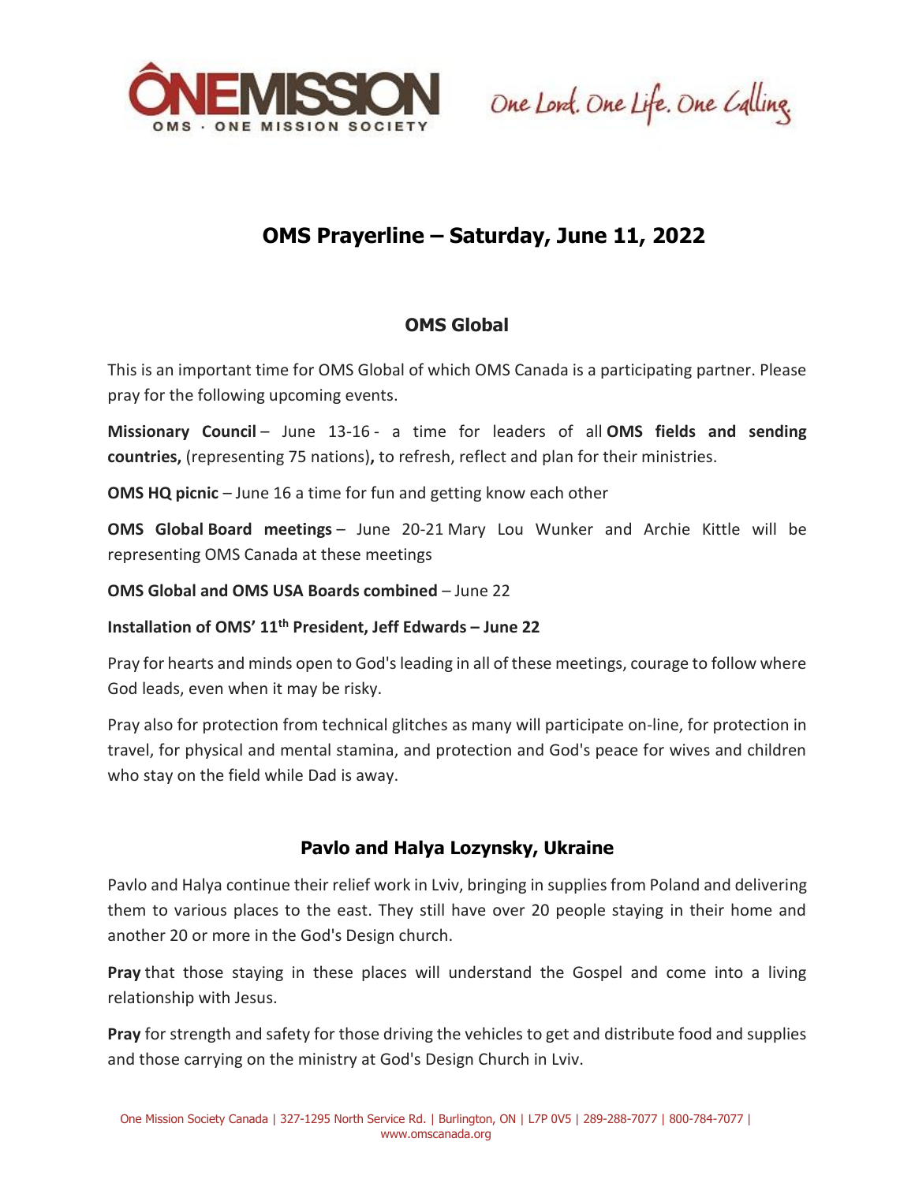# OMS Prayerline – Saturday, June 11, 2022

## OMS Global

This is an important time for OMS Global of which OMS Canada is a participating partner. Please pray for the following upcoming events.

**Missionary Council** – June 13-16 - a time for leaders of all **OMS fields and sending countries,** (representing 75 nations)**,** to refresh, reflect and plan for their ministries.

**OMS HQ picnic** – June 16 a time for fun and getting know each other

**OMS Global Board meetings** – June 20-21 Mary Lou Wunker and Archie Kittle will be representing OMS Canada at these meetings

**OMS Global and OMS USA Boards combined** – June 22

**Installation of OMS' 11th President, Jeff Edwards – June 22**

Pray for hearts and minds open to God's leading in all of these meetings, courage to follow where God leads, even when it may be risky.

Pray also for protection from technical glitches as many will participate on-line, for protection in travel, for physical and mental stamina, and protection and God's peace for wives and children who stay on the field while Dad is away.

## Pavlo and Halya Lozynsky, Ukraine

Pavlo and Halya continue their relief work in Lviv, bringing in supplies from Poland and delivering them to various places to the east. They still have over 20 people staying in their home and another 20 or more in the God's Design church.

**Pray** that those staying in these places will understand the Gospel and come into a living relationship with Jesus.

**Pray** for strength and safety for those driving the vehicles to get and distribute food and supplies and those carrying on the ministry at God's Design Church in Lviv.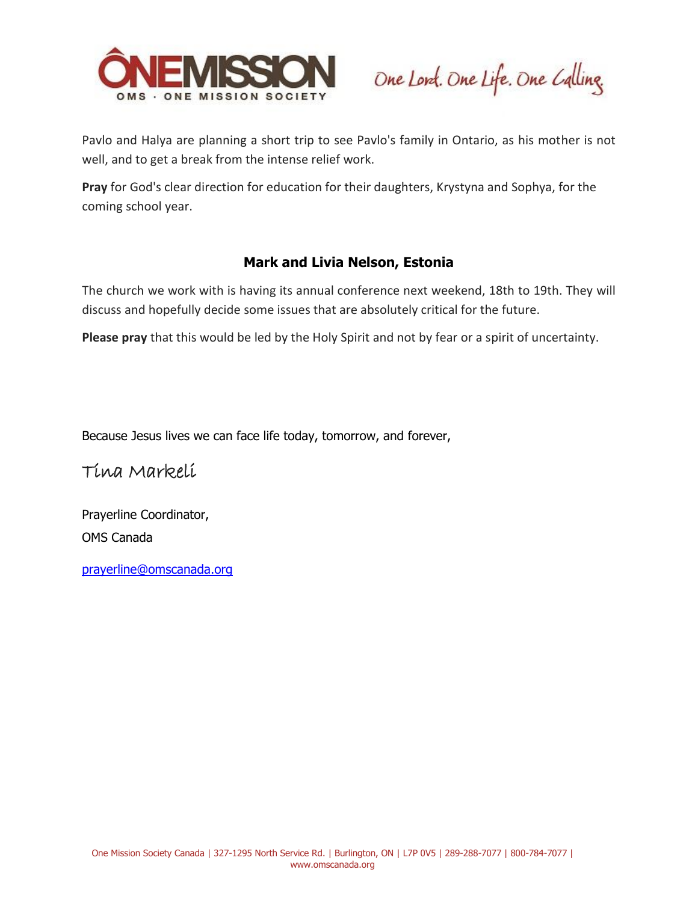Pavlo and Halya are planning a short trip to see Pavlo's family in Ontario, as his mother is not well, and to get a break from the intense relief work.

**Pray** for God's clear direction for education for their daughters, Krystyna and Sophya, for the coming school year.

### Mark and Livia Nelson, Estonia

The church we work with is having its annual conference next weekend, 18th to 19th. They will discuss and hopefully decide some issues that are absolutely critical for the future.

**Please pray** that this would be led by the Holy Spirit and not by fear or a spirit of uncertainty.

Because Jesus lives we can face life today, tomorrow, and forever,

Tina Markeli

Prayerline Coordinator,

OMS Canada

prayerline@omscanada.org